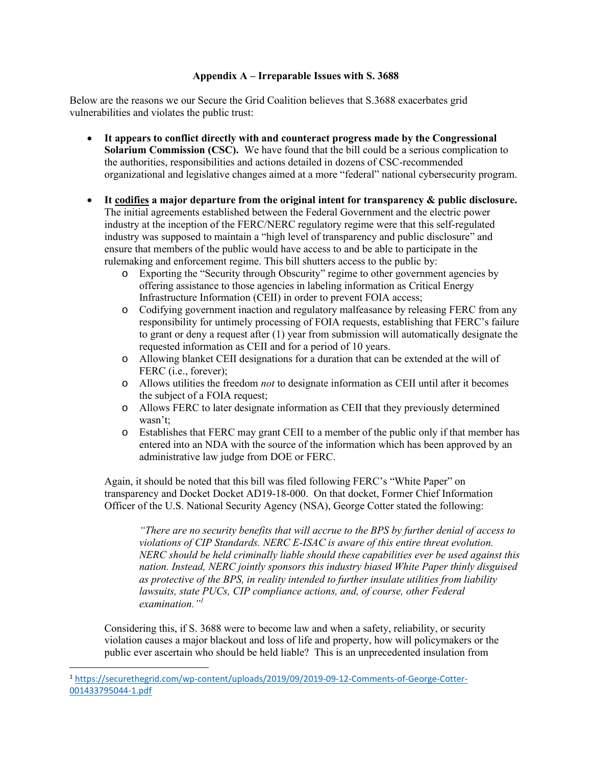### Appendix A – Irreparable Issues with S. 3688

Below are the reasons we our Secure the Grid Coalition believes that S.3688 exacerbates grid vulnerabilities and violates the public trust:

- **It appears to conflict directly with and counteract progress made by the Congressional Solarium Commission (CSC).** We have found that the bill could be a serious complication to the authorities, responsibilities and actions detailed in dozens of CSC-recommended organizational and legislative changes aimed at a more "federal" national cybersecurity program.

- **It <u>codifies</u> a major departure from the original intent for transparency & public disclosure.** The initial agreements established between the Federal Government and the electric power industry at the inception of the FERC/NERC regulatory regime were that this self-regulated industry was supposed to maintain a "high level of transparency and public disclosure" and ensure that members of the public would have access to and be able to participate in the rulemaking and enforcement regime. This bill shutters access to the public by:
  - Exporting the "Security through Obscurity" regime to other government agencies by offering assistance to those agencies in labeling information as Critical Energy Infrastructure Information (CEII) in order to prevent FOIA access;
  - Codifying government inaction and regulatory malfeasance by releasing FERC from any responsibility for untimely processing of FOIA requests, establishing that FERC's failure to grant or deny a request after (1) year from submission will automatically designate the requested information as CEII and for a period of 10 years.
  - Allowing blanket CEII designations for a duration that can be extended at the will of FERC (i.e., forever);
  - Allows utilities the freedom *not* to designate information as CEII until after it becomes the subject of a FOIA request;
  - Allows FERC to later designate information as CEII that they previously determined wasn't;
  - Establishes that FERC may grant CEII to a member of the public only if that member has entered into an NDA with the source of the information which has been approved by an administrative law judge from DOE or FERC.

  Again, it should be noted that this bill was filed following FERC's "White Paper" on transparency and Docket Docket AD19-18-000. On that docket, Former Chief Information Officer of the U.S. National Security Agency (NSA), George Cotter stated the following:

  > *"There are no security benefits that will accrue to the BPS by further denial of access to violations of CIP Standards. NERC E-ISAC is aware of this entire threat evolution. NERC should be held criminally liable should these capabilities ever be used against this nation. Instead, NERC jointly sponsors this industry biased White Paper thinly disguised as protective of the BPS, in reality intended to further insulate utilities from liability lawsuits, state PUCs, CIP compliance actions, and, of course, other Federal examination."*[1]

  Considering this, if S. 3688 were to become law and when a safety, reliability, or security violation causes a major blackout and loss of life and property, how will policymakers or the public ever ascertain who should be held liable? This is an unprecedented insulation from

---

[1] https://securethegrid.com/wp-content/uploads/2019/09/2019-09-12-Comments-of-George-Cotter-001433795044-1.pdf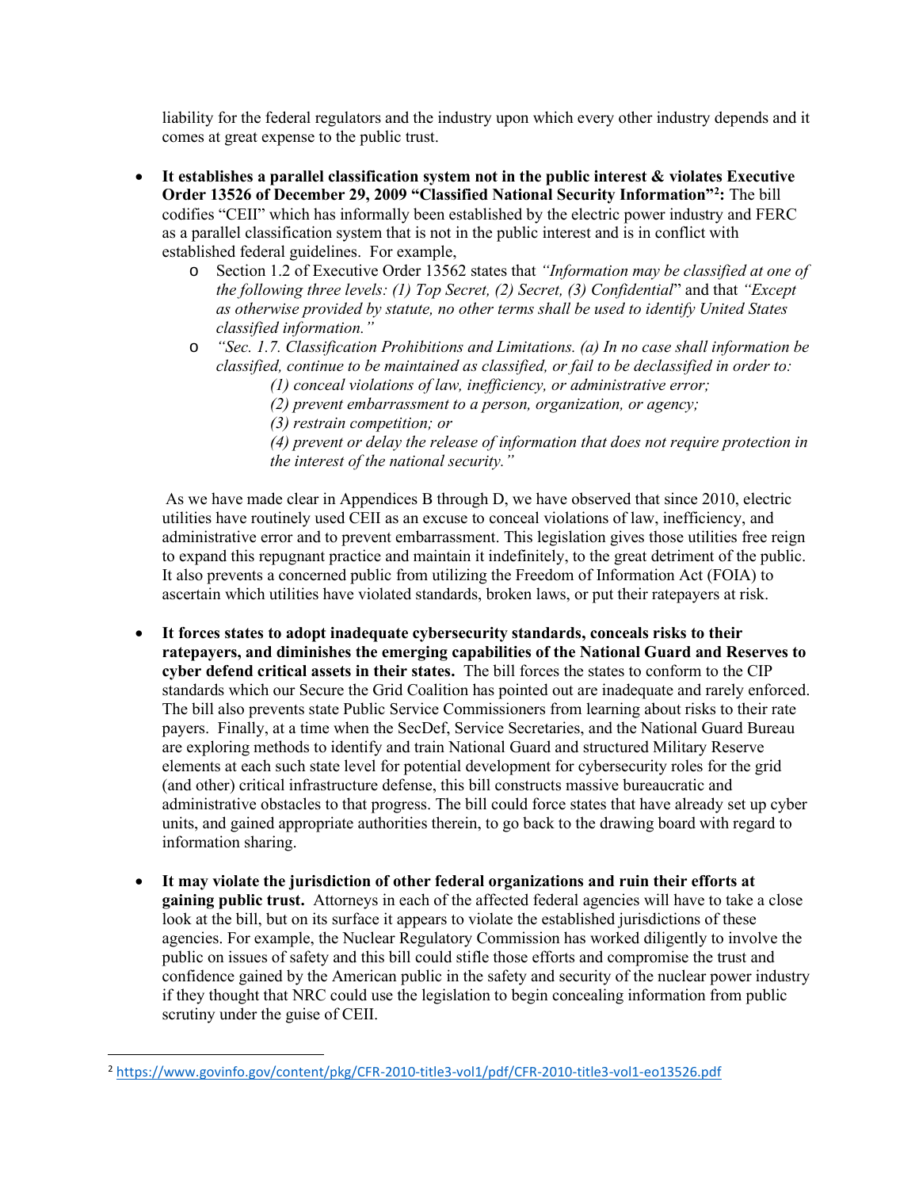liability for the federal regulators and the industry upon which every other industry depends and it comes at great expense to the public trust.

- **It establishes a parallel classification system not in the public interest & violates Executive Order 13526 of December 29, 2009 "Classified National Security Information"[2]:** The bill codifies "CEII" which has informally been established by the electric power industry and FERC as a parallel classification system that is not in the public interest and is in conflict with established federal guidelines. For example,
  - Section 1.2 of Executive Order 13562 states that *"Information may be classified at one of the following three levels: (1) Top Secret, (2) Secret, (3) Confidential*" and that *"Except as otherwise provided by statute, no other terms shall be used to identify United States classified information."*
  - *"Sec. 1.7. Classification Prohibitions and Limitations. (a) In no case shall information be classified, continue to be maintained as classified, or fail to be declassified in order to:*
    - *(1) conceal violations of law, inefficiency, or administrative error;*
    - *(2) prevent embarrassment to a person, organization, or agency;*
    - *(3) restrain competition; or*
    - *(4) prevent or delay the release of information that does not require protection in the interest of the national security."*

  As we have made clear in Appendices B through D, we have observed that since 2010, electric utilities have routinely used CEII as an excuse to conceal violations of law, inefficiency, and administrative error and to prevent embarrassment. This legislation gives those utilities free reign to expand this repugnant practice and maintain it indefinitely, to the great detriment of the public. It also prevents a concerned public from utilizing the Freedom of Information Act (FOIA) to ascertain which utilities have violated standards, broken laws, or put their ratepayers at risk.

- **It forces states to adopt inadequate cybersecurity standards, conceals risks to their ratepayers, and diminishes the emerging capabilities of the National Guard and Reserves to cyber defend critical assets in their states.** The bill forces the states to conform to the CIP standards which our Secure the Grid Coalition has pointed out are inadequate and rarely enforced. The bill also prevents state Public Service Commissioners from learning about risks to their rate payers. Finally, at a time when the SecDef, Service Secretaries, and the National Guard Bureau are exploring methods to identify and train National Guard and structured Military Reserve elements at each such state level for potential development for cybersecurity roles for the grid (and other) critical infrastructure defense, this bill constructs massive bureaucratic and administrative obstacles to that progress. The bill could force states that have already set up cyber units, and gained appropriate authorities therein, to go back to the drawing board with regard to information sharing.

- **It may violate the jurisdiction of other federal organizations and ruin their efforts at gaining public trust.** Attorneys in each of the affected federal agencies will have to take a close look at the bill, but on its surface it appears to violate the established jurisdictions of these agencies. For example, the Nuclear Regulatory Commission has worked diligently to involve the public on issues of safety and this bill could stifle those efforts and compromise the trust and confidence gained by the American public in the safety and security of the nuclear power industry if they thought that NRC could use the legislation to begin concealing information from public scrutiny under the guise of CEII.

[2] https://www.govinfo.gov/content/pkg/CFR-2010-title3-vol1/pdf/CFR-2010-title3-vol1-eo13526.pdf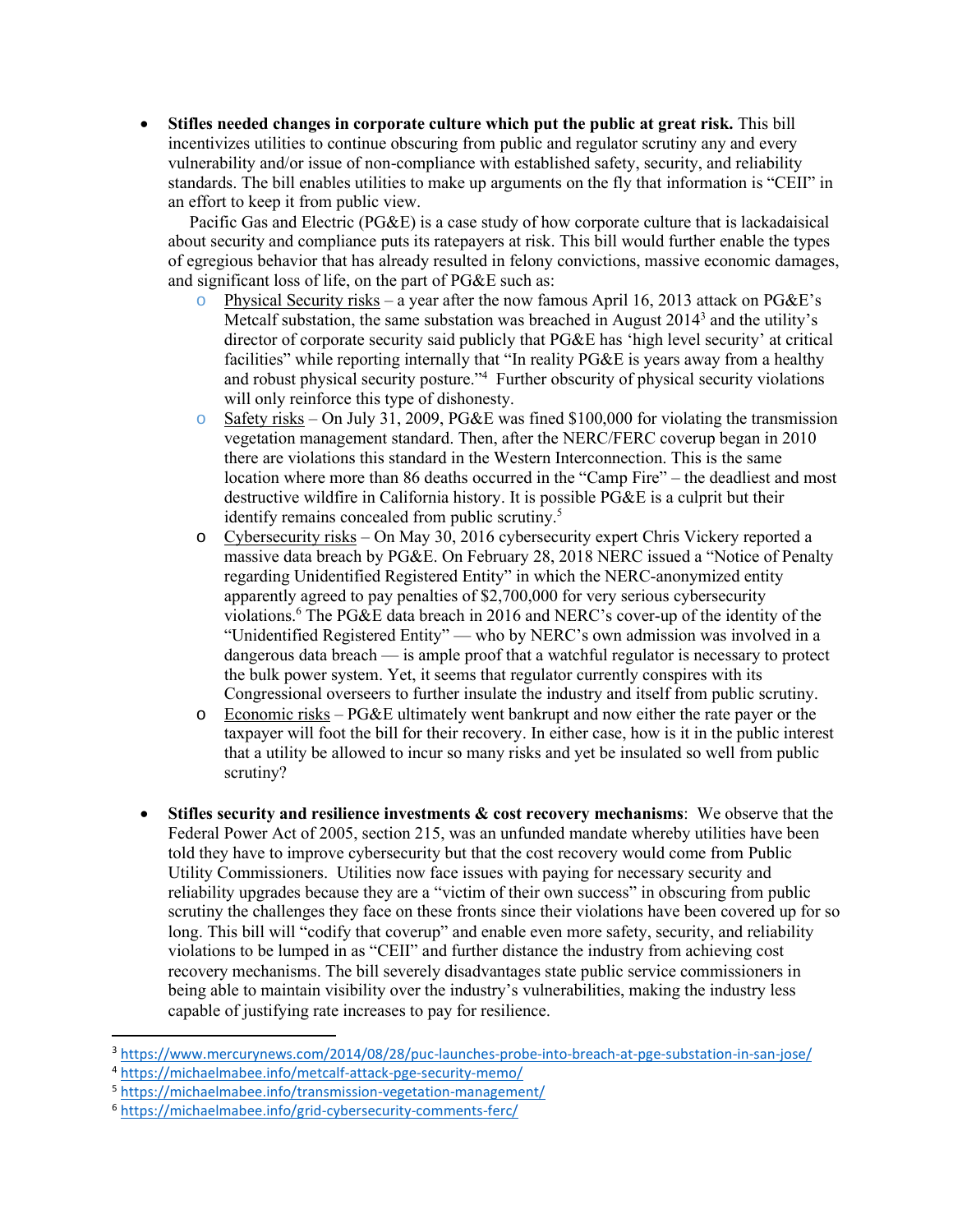- **Stifles needed changes in corporate culture which put the public at great risk.** This bill incentivizes utilities to continue obscuring from public and regulator scrutiny any and every vulnerability and/or issue of non-compliance with established safety, security, and reliability standards. The bill enables utilities to make up arguments on the fly that information is "CEII" in an effort to keep it from public view.

  Pacific Gas and Electric (PG&E) is a case study of how corporate culture that is lackadaisical about security and compliance puts its ratepayers at risk. This bill would further enable the types of egregious behavior that has already resulted in felony convictions, massive economic damages, and significant loss of life, on the part of PG&E such as:

  - Physical Security risks – a year after the now famous April 16, 2013 attack on PG&E's Metcalf substation, the same substation was breached in August 2014[3] and the utility's director of corporate security said publicly that PG&E has 'high level security' at critical facilities" while reporting internally that "In reality PG&E is years away from a healthy and robust physical security posture."[4] Further obscurity of physical security violations will only reinforce this type of dishonesty.
  - Safety risks – On July 31, 2009, PG&E was fined $100,000 for violating the transmission vegetation management standard. Then, after the NERC/FERC coverup began in 2010 there are violations this standard in the Western Interconnection. This is the same location where more than 86 deaths occurred in the "Camp Fire" – the deadliest and most destructive wildfire in California history. It is possible PG&E is a culprit but their identify remains concealed from public scrutiny.[5]
  - Cybersecurity risks – On May 30, 2016 cybersecurity expert Chris Vickery reported a massive data breach by PG&E. On February 28, 2018 NERC issued a "Notice of Penalty regarding Unidentified Registered Entity" in which the NERC-anonymized entity apparently agreed to pay penalties of $2,700,000 for very serious cybersecurity violations.[6] The PG&E data breach in 2016 and NERC's cover-up of the identity of the "Unidentified Registered Entity" — who by NERC's own admission was involved in a dangerous data breach — is ample proof that a watchful regulator is necessary to protect the bulk power system. Yet, it seems that regulator currently conspires with its Congressional overseers to further insulate the industry and itself from public scrutiny.
  - Economic risks – PG&E ultimately went bankrupt and now either the rate payer or the taxpayer will foot the bill for their recovery. In either case, how is it in the public interest that a utility be allowed to incur so many risks and yet be insulated so well from public scrutiny?

- **Stifles security and resilience investments & cost recovery mechanisms**: We observe that the Federal Power Act of 2005, section 215, was an unfunded mandate whereby utilities have been told they have to improve cybersecurity but that the cost recovery would come from Public Utility Commissioners. Utilities now face issues with paying for necessary security and reliability upgrades because they are a "victim of their own success" in obscuring from public scrutiny the challenges they face on these fronts since their violations have been covered up for so long. This bill will "codify that coverup" and enable even more safety, security, and reliability violations to be lumped in as "CEII" and further distance the industry from achieving cost recovery mechanisms. The bill severely disadvantages state public service commissioners in being able to maintain visibility over the industry's vulnerabilities, making the industry less capable of justifying rate increases to pay for resilience.

---

[3] https://www.mercurynews.com/2014/08/28/puc-launches-probe-into-breach-at-pge-substation-in-san-jose/

[4] https://michaelmabee.info/metcalf-attack-pge-security-memo/

[5] https://michaelmabee.info/transmission-vegetation-management/

[6] https://michaelmabee.info/grid-cybersecurity-comments-ferc/